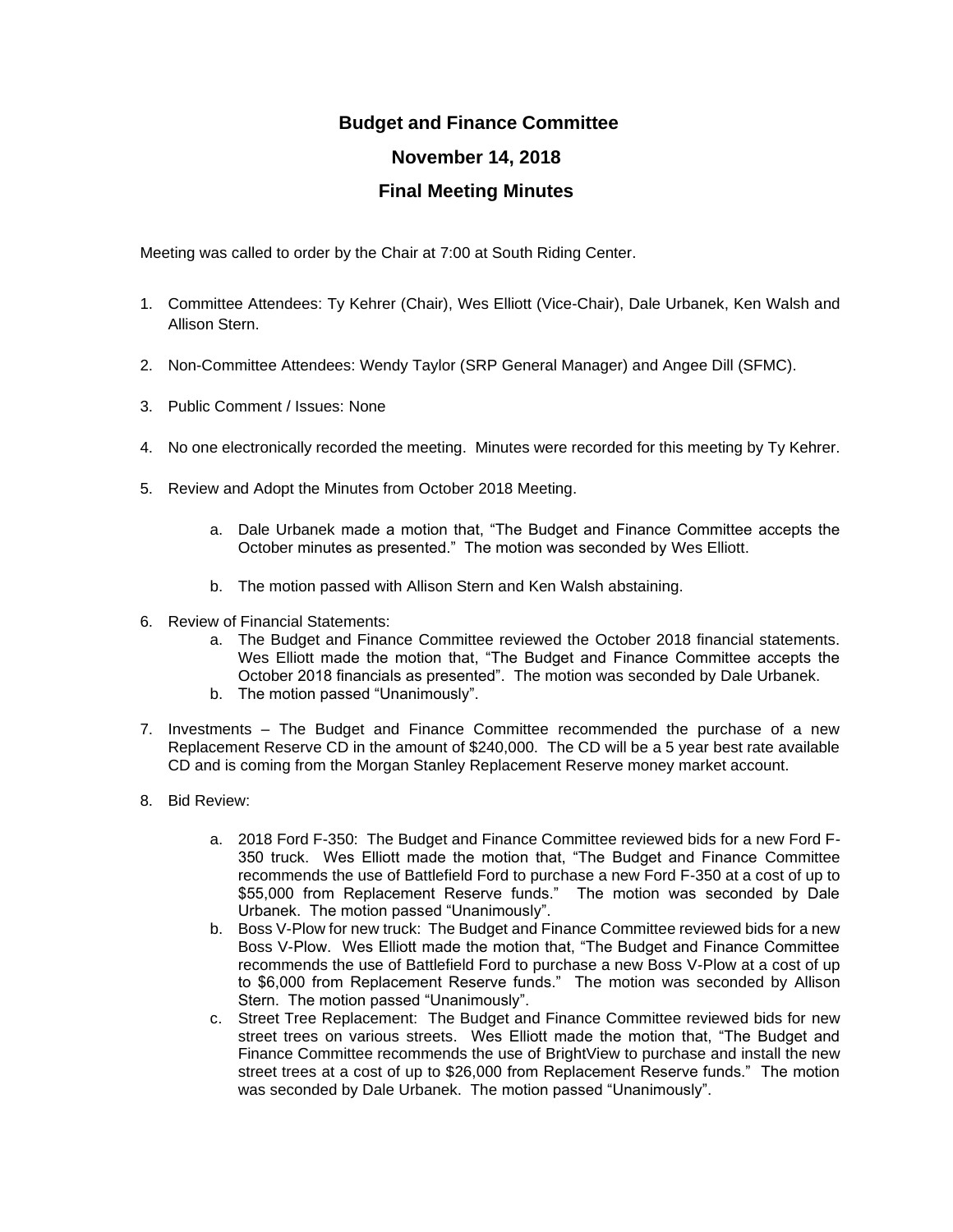# Budget and Finance Committee

## November 14, 2018

## Final Meeting Minutes

Meeting was called to order by the Chair at 7:00 at South Riding Center.

1. Committee Attendees: Ty Kehrer (Chair), Wes Elliott (Vice-Chair), Dale Urbanek, Ken Walsh and Allison Stern.

2. Non-Committee Attendees: Wendy Taylor (SRP General Manager) and Angee Dill (SFMC).

3. Public Comment / Issues: None

4. No one electronically recorded the meeting. Minutes were recorded for this meeting by Ty Kehrer.

5. Review and Adopt the Minutes from October 2018 Meeting.

    a. Dale Urbanek made a motion that, "The Budget and Finance Committee accepts the October minutes as presented." The motion was seconded by Wes Elliott.

    b. The motion passed with Allison Stern and Ken Walsh abstaining.

6. Review of Financial Statements:
    a. The Budget and Finance Committee reviewed the October 2018 financial statements. Wes Elliott made the motion that, "The Budget and Finance Committee accepts the October 2018 financials as presented". The motion was seconded by Dale Urbanek.
    b. The motion passed "Unanimously".

7. Investments – The Budget and Finance Committee recommended the purchase of a new Replacement Reserve CD in the amount of $240,000. The CD will be a 5 year best rate available CD and is coming from the Morgan Stanley Replacement Reserve money market account.

8. Bid Review:

    a. 2018 Ford F-350: The Budget and Finance Committee reviewed bids for a new Ford F-350 truck. Wes Elliott made the motion that, "The Budget and Finance Committee recommends the use of Battlefield Ford to purchase a new Ford F-350 at a cost of up to $55,000 from Replacement Reserve funds." The motion was seconded by Dale Urbanek. The motion passed "Unanimously".
    b. Boss V-Plow for new truck: The Budget and Finance Committee reviewed bids for a new Boss V-Plow. Wes Elliott made the motion that, "The Budget and Finance Committee recommends the use of Battlefield Ford to purchase a new Boss V-Plow at a cost of up to $6,000 from Replacement Reserve funds." The motion was seconded by Allison Stern. The motion passed "Unanimously".
    c. Street Tree Replacement: The Budget and Finance Committee reviewed bids for new street trees on various streets. Wes Elliott made the motion that, "The Budget and Finance Committee recommends the use of BrightView to purchase and install the new street trees at a cost of up to $26,000 from Replacement Reserve funds." The motion was seconded by Dale Urbanek. The motion passed "Unanimously".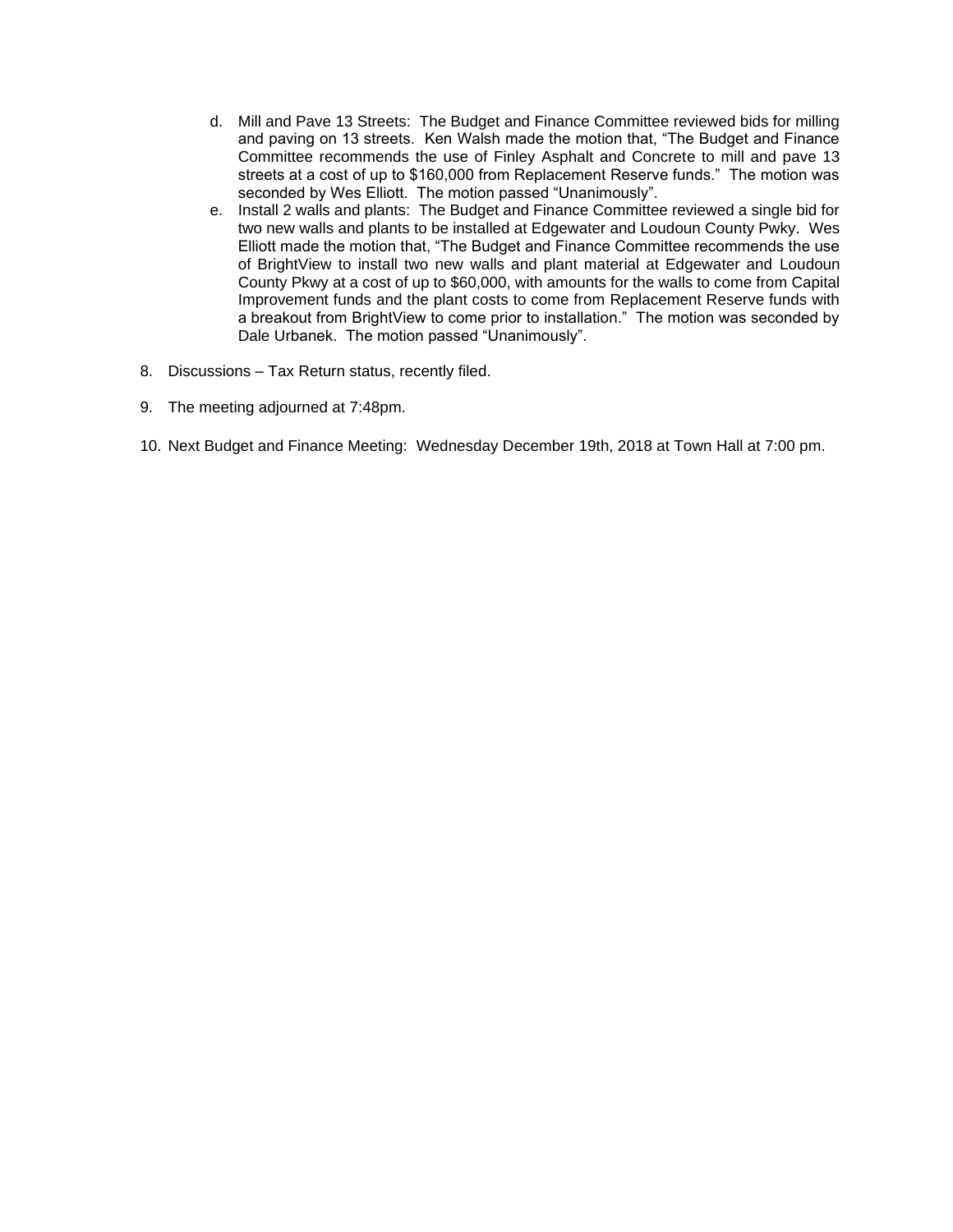d. Mill and Pave 13 Streets: The Budget and Finance Committee reviewed bids for milling and paving on 13 streets. Ken Walsh made the motion that, "The Budget and Finance Committee recommends the use of Finley Asphalt and Concrete to mill and pave 13 streets at a cost of up to $160,000 from Replacement Reserve funds." The motion was seconded by Wes Elliott. The motion passed "Unanimously".

e. Install 2 walls and plants: The Budget and Finance Committee reviewed a single bid for two new walls and plants to be installed at Edgewater and Loudoun County Pwky. Wes Elliott made the motion that, "The Budget and Finance Committee recommends the use of BrightView to install two new walls and plant material at Edgewater and Loudoun County Pkwy at a cost of up to $60,000, with amounts for the walls to come from Capital Improvement funds and the plant costs to come from Replacement Reserve funds with a breakout from BrightView to come prior to installation." The motion was seconded by Dale Urbanek. The motion passed "Unanimously".

8. Discussions – Tax Return status, recently filed.

9. The meeting adjourned at 7:48pm.

10. Next Budget and Finance Meeting: Wednesday December 19th, 2018 at Town Hall at 7:00 pm.